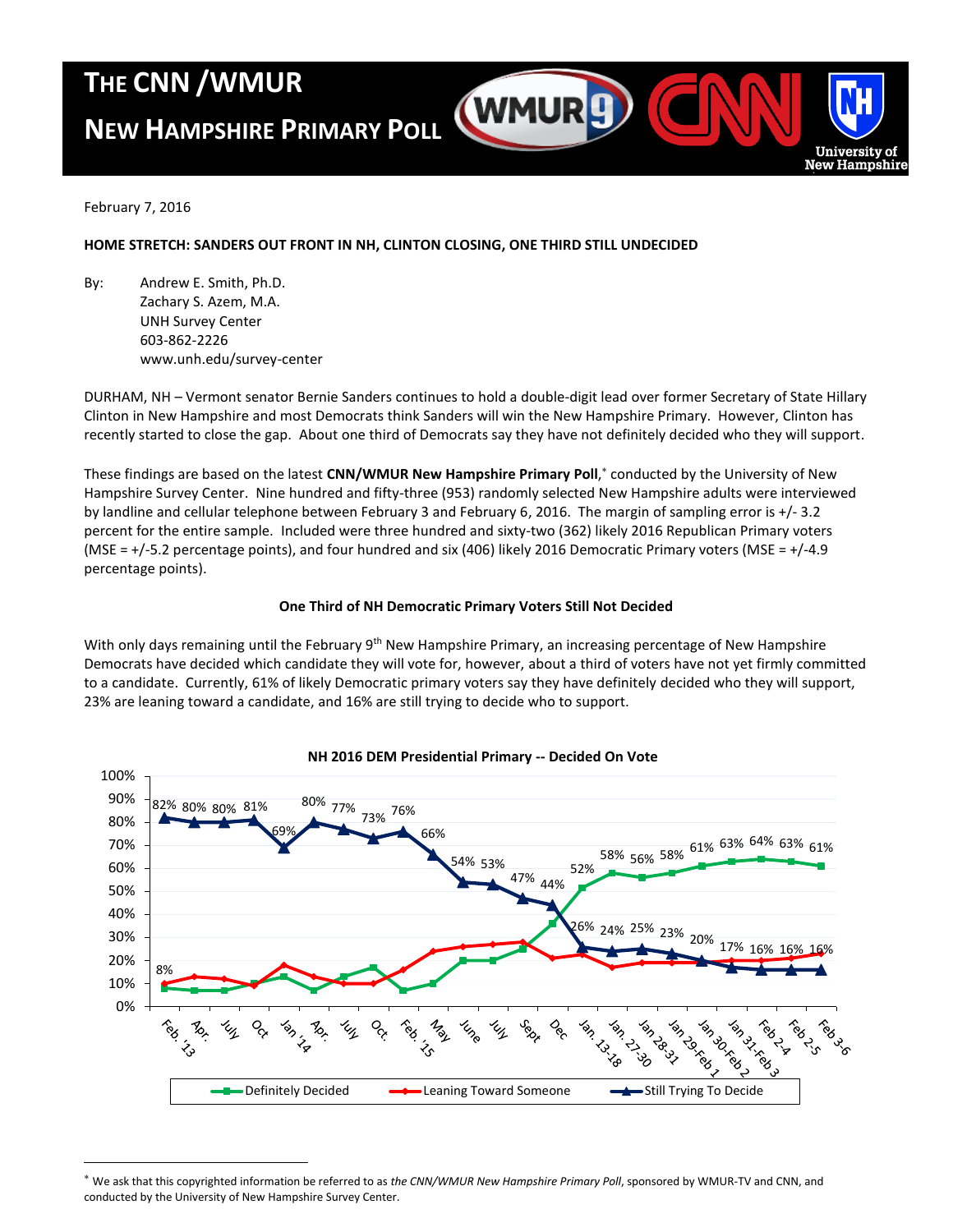# THE CNN /WMUR NEW HAMPSHIRE PRIMARY POLL

February 7, 2016

**HOME STRETCH: SANDERS OUT FRONT IN NH, CLINTON CLOSING, ONE THIRD STILL UNDECIDED**

By: Andrew E. Smith, Ph.D.
Zachary S. Azem, M.A.
UNH Survey Center
603-862-2226
www.unh.edu/survey-center

DURHAM, NH – Vermont senator Bernie Sanders continues to hold a double-digit lead over former Secretary of State Hillary Clinton in New Hampshire and most Democrats think Sanders will win the New Hampshire Primary. However, Clinton has recently started to close the gap. About one third of Democrats say they have not definitely decided who they will support.

These findings are based on the latest **CNN/WMUR New Hampshire Primary Poll**,* conducted by the University of New Hampshire Survey Center. Nine hundred and fifty-three (953) randomly selected New Hampshire adults were interviewed by landline and cellular telephone between February 3 and February 6, 2016. The margin of sampling error is +/- 3.2 percent for the entire sample. Included were three hundred and sixty-two (362) likely 2016 Republican Primary voters (MSE = +/-5.2 percentage points), and four hundred and six (406) likely 2016 Democratic Primary voters (MSE = +/-4.9 percentage points).

### One Third of NH Democratic Primary Voters Still Not Decided

With only days remaining until the February 9th New Hampshire Primary, an increasing percentage of New Hampshire Democrats have decided which candidate they will vote for, however, about a third of voters have not yet firmly committed to a candidate. Currently, 61% of likely Democratic primary voters say they have definitely decided who they will support, 23% are leaning toward a candidate, and 16% are still trying to decide who to support.

**NH 2016 DEM Presidential Primary -- Decided On Vote**

| | Feb. '13 | Apr. | July | Oct | Jan '14 | Apr. | July | Oct. | Feb. '15 | May | June | July | Sept | Dec | Jan. 13-18 | Jan. 27-30 | Jan 28-31 | Jan 29-Feb 1 | Jan 30-Feb 2 | Jan 31-Feb 3 | Feb 2-4 | Feb 2-5 | Feb 3-6 |
|---|---|---|---|---|---|---|---|---|---|---|---|---|---|---|---|---|---|---|---|---|---|---|---|
| Definitely Decided | 8% | | | | | | | | | | | | | | 52% | 58% | 56% | 58% | 61% | 63% | 64% | 63% | 61% |
| Still Trying To Decide | 82% | 80% | 80% | 81% | 69% | 80% | 77% | 73% | 76% | 66% | 54% | 53% | 47% | 44% | 26% | 24% | 25% | 23% | 20% | 17% | 16% | 16% | 16% |

---

* We ask that this copyrighted information be referred to as *the CNN/WMUR New Hampshire Primary Poll*, sponsored by WMUR-TV and CNN, and conducted by the University of New Hampshire Survey Center.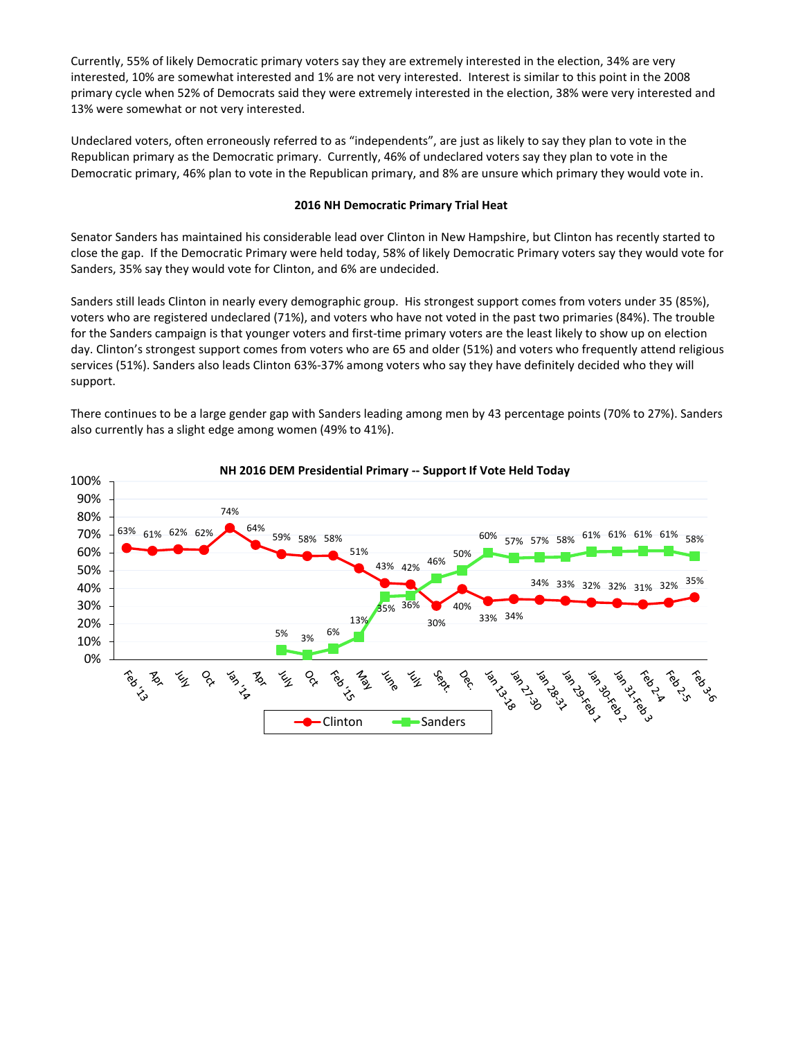Currently, 55% of likely Democratic primary voters say they are extremely interested in the election, 34% are very interested, 10% are somewhat interested and 1% are not very interested. Interest is similar to this point in the 2008 primary cycle when 52% of Democrats said they were extremely interested in the election, 38% were very interested and 13% were somewhat or not very interested.

Undeclared voters, often erroneously referred to as "independents", are just as likely to say they plan to vote in the Republican primary as the Democratic primary. Currently, 46% of undeclared voters say they plan to vote in the Democratic primary, 46% plan to vote in the Republican primary, and 8% are unsure which primary they would vote in.

**2016 NH Democratic Primary Trial Heat**

Senator Sanders has maintained his considerable lead over Clinton in New Hampshire, but Clinton has recently started to close the gap. If the Democratic Primary were held today, 58% of likely Democratic Primary voters say they would vote for Sanders, 35% say they would vote for Clinton, and 6% are undecided.

Sanders still leads Clinton in nearly every demographic group. His strongest support comes from voters under 35 (85%), voters who are registered undeclared (71%), and voters who have not voted in the past two primaries (84%). The trouble for the Sanders campaign is that younger voters and first-time primary voters are the least likely to show up on election day. Clinton's strongest support comes from voters who are 65 and older (51%) and voters who frequently attend religious services (51%). Sanders also leads Clinton 63%-37% among voters who say they have definitely decided who they will support.

There continues to be a large gender gap with Sanders leading among men by 43 percentage points (70% to 27%). Sanders also currently has a slight edge among women (49% to 41%).

**NH 2016 DEM Presidential Primary -- Support If Vote Held Today**

| | Feb '13 | Apr | July | Oct | Jan '14 | Apr | July | Oct | Feb '15 | May | June | July | Sept. | Dec. | Jan 13-18 | Jan 27-30 | Jan 28-31 | Jan 29-Feb 1 | Jan 30-Feb 2 | Jan 31-Feb 3 | Feb 2-4 | Feb 2-5 | Feb 3-6 |
|---|---|---|---|---|---|---|---|---|---|---|---|---|---|---|---|---|---|---|---|---|---|---|---|
| Clinton | 63% | 61% | 62% | 62% | 74% | 64% | 59% | 58% | 58% | 51% | 43% | 42% | 30% | 40% | 33% | 34% | 34% | 33% | 32% | 32% | 31% | 32% | 35% |
| Sanders | | | | | | | 5% | 3% | 6% | 13% | 35% | 36% | 46% | 50% | 60% | 57% | 57% | 58% | 61% | 61% | 61% | 61% | 58% |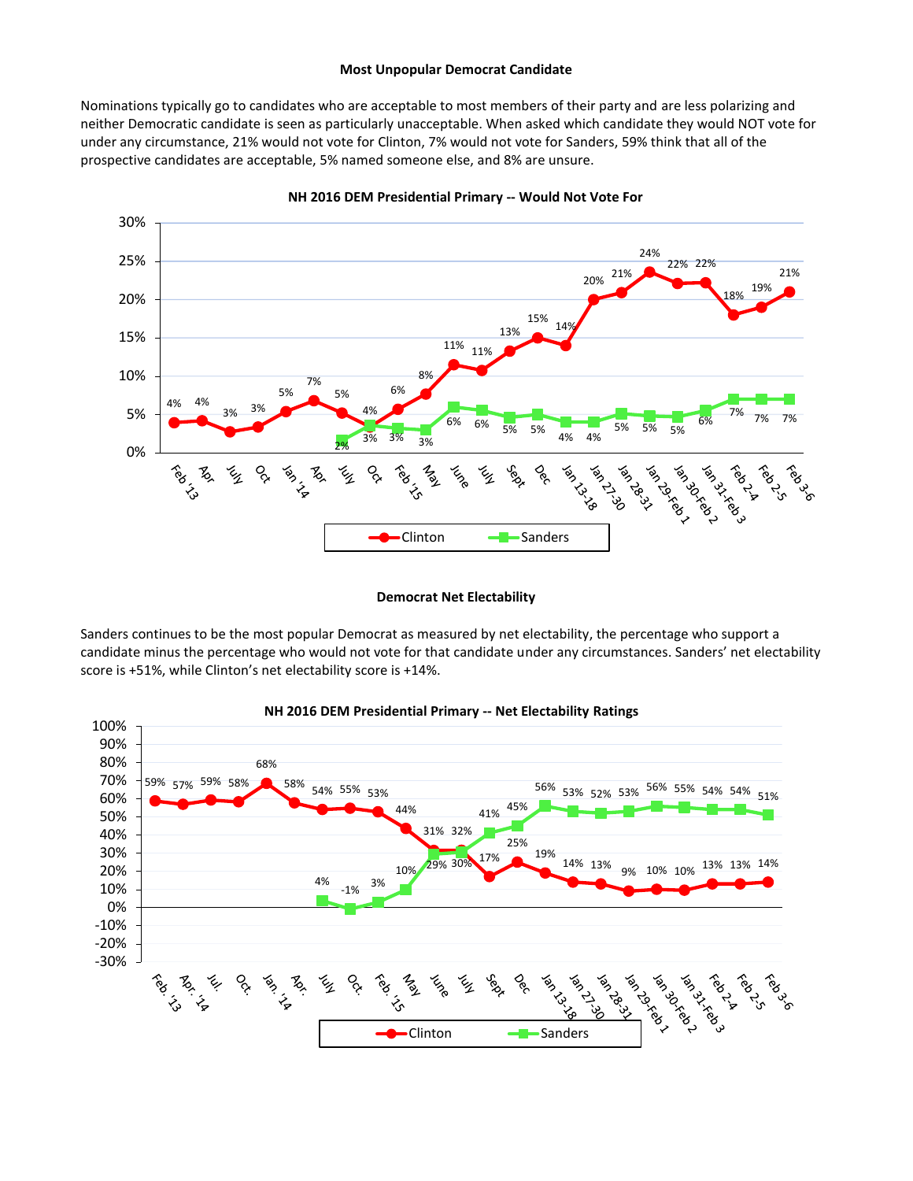**Most Unpopular Democrat Candidate**

Nominations typically go to candidates who are acceptable to most members of their party and are less polarizing and neither Democratic candidate is seen as particularly unacceptable. When asked which candidate they would NOT vote for under any circumstance, 21% would not vote for Clinton, 7% would not vote for Sanders, 59% think that all of the prospective candidates are acceptable, 5% named someone else, and 8% are unsure.

**NH 2016 DEM Presidential Primary -- Would Not Vote For**

| | Clinton | Sanders |
|---|---|---|
| Feb '13 | 4% | |
| Apr | 4% | |
| July | 3% | |
| Oct | 3% | |
| Jan '14 | 5% | |
| Apr | 7% | |
| July | 5% | 2% |
| Oct | 4% | 3% |
| Feb '15 | 6% | 3% |
| May | 8% | 3% |
| June | 11% | 6% |
| July | 11% | 6% |
| Sept | 13% | 5% |
| Dec | 15% | 5% |
| Jan 13-18 | 14% | 4% |
| Jan 27-30 | 20% | 4% |
| Jan 28-31 | 21% | 5% |
| Jan 29-Feb 1 | 24% | 5% |
| Jan 30-Feb 2 | 22% | 5% |
| Jan 31-Feb 3 | 22% | 6% |
| Feb 2-4 | 18% | 7% |
| Feb 2-5 | 19% | 7% |
| Feb 3-6 | 21% | 7% |

**Democrat Net Electability**

Sanders continues to be the most popular Democrat as measured by net electability, the percentage who support a candidate minus the percentage who would not vote for that candidate under any circumstances. Sanders' net electability score is +51%, while Clinton's net electability score is +14%.

**NH 2016 DEM Presidential Primary -- Net Electability Ratings**

| | Clinton | Sanders |
|---|---|---|
| Feb. '13 | 59% | |
| Apr. '14 | 57% | |
| Jul. | 59% | |
| Oct. | 58% | |
| Jan. '14 | 68% | |
| Apr. | 58% | |
| July | 54% | 4% |
| Oct. | 55% | -1% |
| Feb. '15 | 53% | 3% |
| May | 44% | 10% |
| June | 31% | 29% |
| July | 32% | 30% |
| Sept | 17% | 41% |
| Dec | 25% | 45% |
| Jan 13-18 | 19% | 56% |
| Jan 27-30 | 14% | 53% |
| Jan 28-31 | 13% | 52% |
| Jan 29-Feb 1 | 9% | 53% |
| Jan 30-Feb 2 | 10% | 56% |
| Jan 31-Feb 3 | 10% | 55% |
| Feb 2-4 | 13% | 54% |
| Feb 2-5 | 13% | 54% |
| Feb 3-6 | 14% | 51% |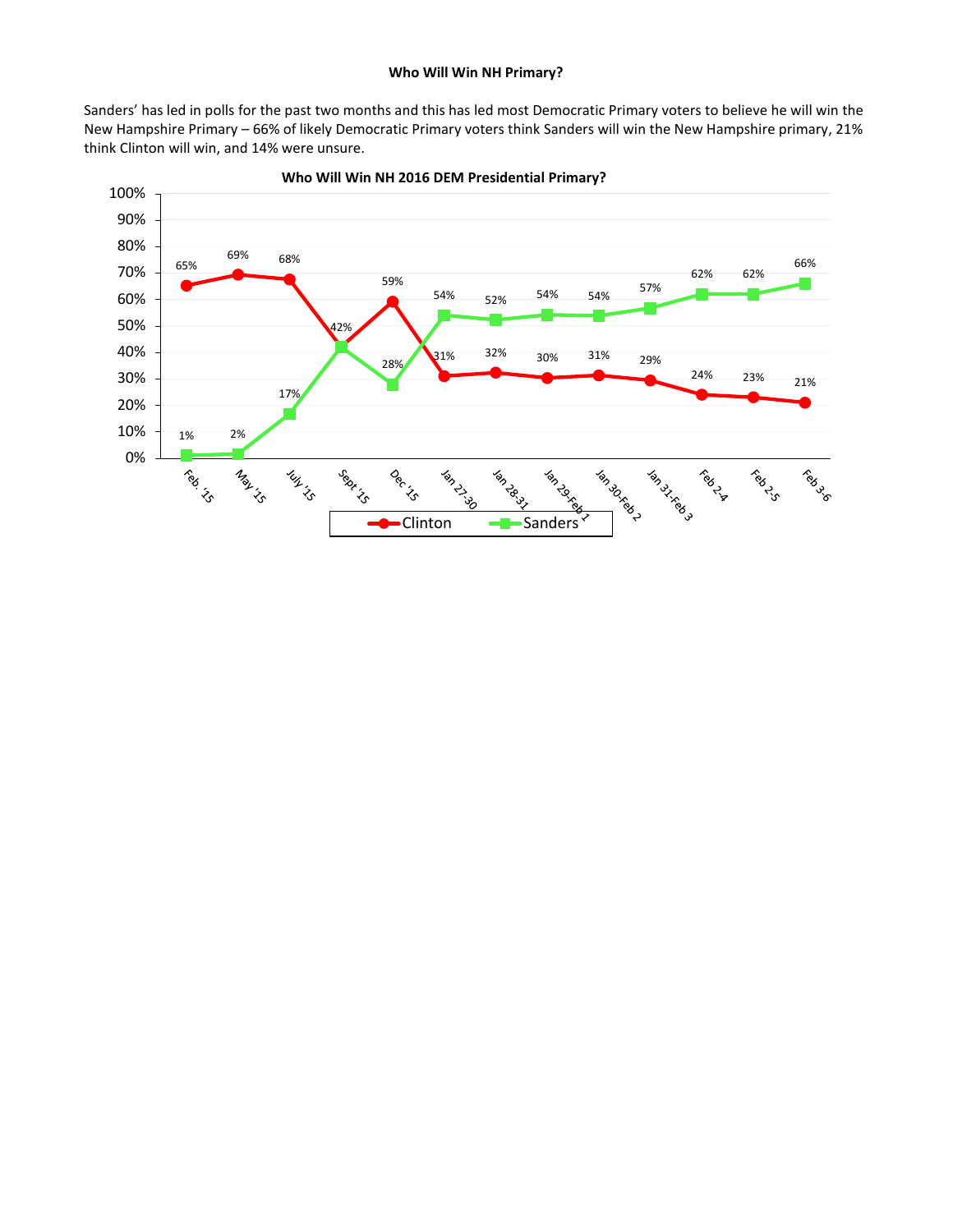**Who Will Win NH Primary?**

Sanders' has led in polls for the past two months and this has led most Democratic Primary voters to believe he will win the New Hampshire Primary – 66% of likely Democratic Primary voters think Sanders will win the New Hampshire primary, 21% think Clinton will win, and 14% were unsure.

**Who Will Win NH 2016 DEM Presidential Primary?**

| | Feb. '15 | May '15 | July '15 | Sept '15 | Dec '15 | Jan 27-30 | Jan 28-31 | Jan 29-Feb 1 | Jan 30-Feb 2 | Jan 31-Feb 3 | Feb 2-4 | Feb 2-5 | Feb 3-6 |
|---|---|---|---|---|---|---|---|---|---|---|---|---|---|
| Clinton | 65% | 69% | 68% | 42% | 59% | 31% | 32% | 30% | 31% | 29% | 24% | 23% | 21% |
| Sanders | 1% | 2% | 17% | 42% | 28% | 54% | 52% | 54% | 54% | 57% | 62% | 62% | 66% |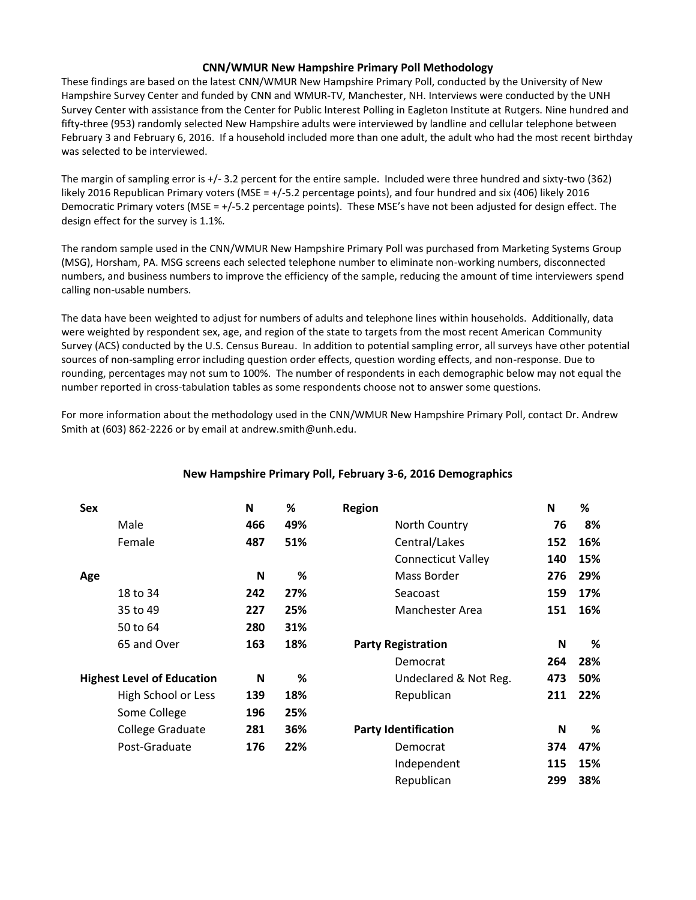## CNN/WMUR New Hampshire Primary Poll Methodology

These findings are based on the latest CNN/WMUR New Hampshire Primary Poll, conducted by the University of New Hampshire Survey Center and funded by CNN and WMUR-TV, Manchester, NH. Interviews were conducted by the UNH Survey Center with assistance from the Center for Public Interest Polling in Eagleton Institute at Rutgers. Nine hundred and fifty-three (953) randomly selected New Hampshire adults were interviewed by landline and cellular telephone between February 3 and February 6, 2016. If a household included more than one adult, the adult who had the most recent birthday was selected to be interviewed.

The margin of sampling error is +/- 3.2 percent for the entire sample. Included were three hundred and sixty-two (362) likely 2016 Republican Primary voters (MSE = +/-5.2 percentage points), and four hundred and six (406) likely 2016 Democratic Primary voters (MSE = +/-5.2 percentage points). These MSE's have not been adjusted for design effect. The design effect for the survey is 1.1%.

The random sample used in the CNN/WMUR New Hampshire Primary Poll was purchased from Marketing Systems Group (MSG), Horsham, PA. MSG screens each selected telephone number to eliminate non-working numbers, disconnected numbers, and business numbers to improve the efficiency of the sample, reducing the amount of time interviewers spend calling non-usable numbers.

The data have been weighted to adjust for numbers of adults and telephone lines within households. Additionally, data were weighted by respondent sex, age, and region of the state to targets from the most recent American Community Survey (ACS) conducted by the U.S. Census Bureau. In addition to potential sampling error, all surveys have other potential sources of non-sampling error including question order effects, question wording effects, and non-response. Due to rounding, percentages may not sum to 100%. The number of respondents in each demographic below may not equal the number reported in cross-tabulation tables as some respondents choose not to answer some questions.

For more information about the methodology used in the CNN/WMUR New Hampshire Primary Poll, contact Dr. Andrew Smith at (603) 862-2226 or by email at andrew.smith@unh.edu.

### New Hampshire Primary Poll, February 3-6, 2016 Demographics

| Sex | N | % |
|---|---|---|
| Male | 466 | 49% |
| Female | 487 | 51% |

| Age | N | % |
|---|---|---|
| 18 to 34 | 242 | 27% |
| 35 to 49 | 227 | 25% |
| 50 to 64 | 280 | 31% |
| 65 and Over | 163 | 18% |

| Highest Level of Education | N | % |
|---|---|---|
| High School or Less | 139 | 18% |
| Some College | 196 | 25% |
| College Graduate | 281 | 36% |
| Post-Graduate | 176 | 22% |

| Region | N | % |
|---|---|---|
| North Country | 76 | 8% |
| Central/Lakes | 152 | 16% |
| Connecticut Valley | 140 | 15% |
| Mass Border | 276 | 29% |
| Seacoast | 159 | 17% |
| Manchester Area | 151 | 16% |

| Party Registration | N | % |
|---|---|---|
| Democrat | 264 | 28% |
| Undeclared & Not Reg. | 473 | 50% |
| Republican | 211 | 22% |

| Party Identification | N | % |
|---|---|---|
| Democrat | 374 | 47% |
| Independent | 115 | 15% |
| Republican | 299 | 38% |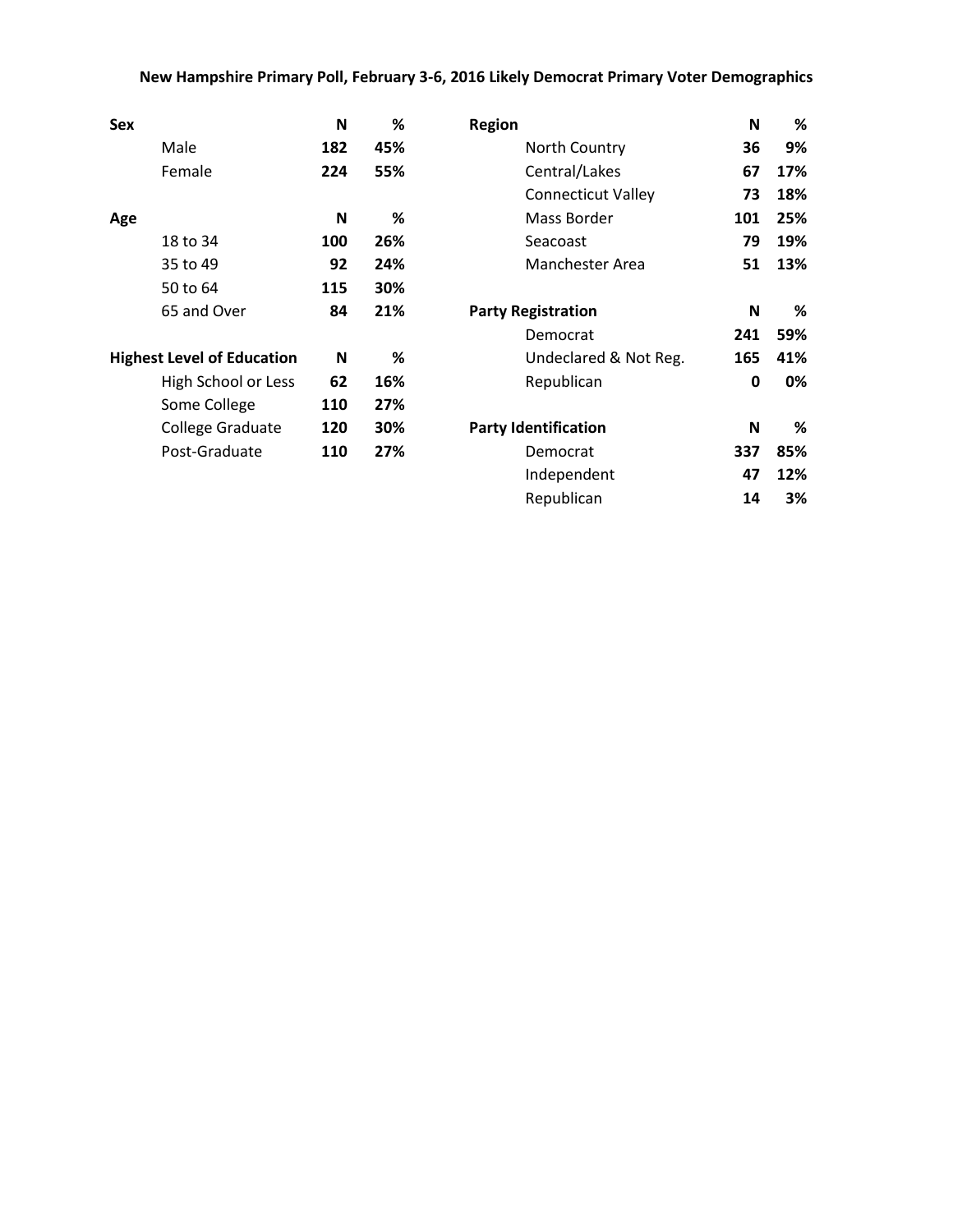## New Hampshire Primary Poll, February 3-6, 2016 Likely Democrat Primary Voter Demographics

| Sex | N | % |
|---|---|---|
| Male | 182 | 45% |
| Female | 224 | 55% |

| Age | N | % |
|---|---|---|
| 18 to 34 | 100 | 26% |
| 35 to 49 | 92 | 24% |
| 50 to 64 | 115 | 30% |
| 65 and Over | 84 | 21% |

| Highest Level of Education | N | % |
|---|---|---|
| High School or Less | 62 | 16% |
| Some College | 110 | 27% |
| College Graduate | 120 | 30% |
| Post-Graduate | 110 | 27% |

| Region | N | % |
|---|---|---|
| North Country | 36 | 9% |
| Central/Lakes | 67 | 17% |
| Connecticut Valley | 73 | 18% |
| Mass Border | 101 | 25% |
| Seacoast | 79 | 19% |
| Manchester Area | 51 | 13% |

| Party Registration | N | % |
|---|---|---|
| Democrat | 241 | 59% |
| Undeclared & Not Reg. | 165 | 41% |
| Republican | 0 | 0% |

| Party Identification | N | % |
|---|---|---|
| Democrat | 337 | 85% |
| Independent | 47 | 12% |
| Republican | 14 | 3% |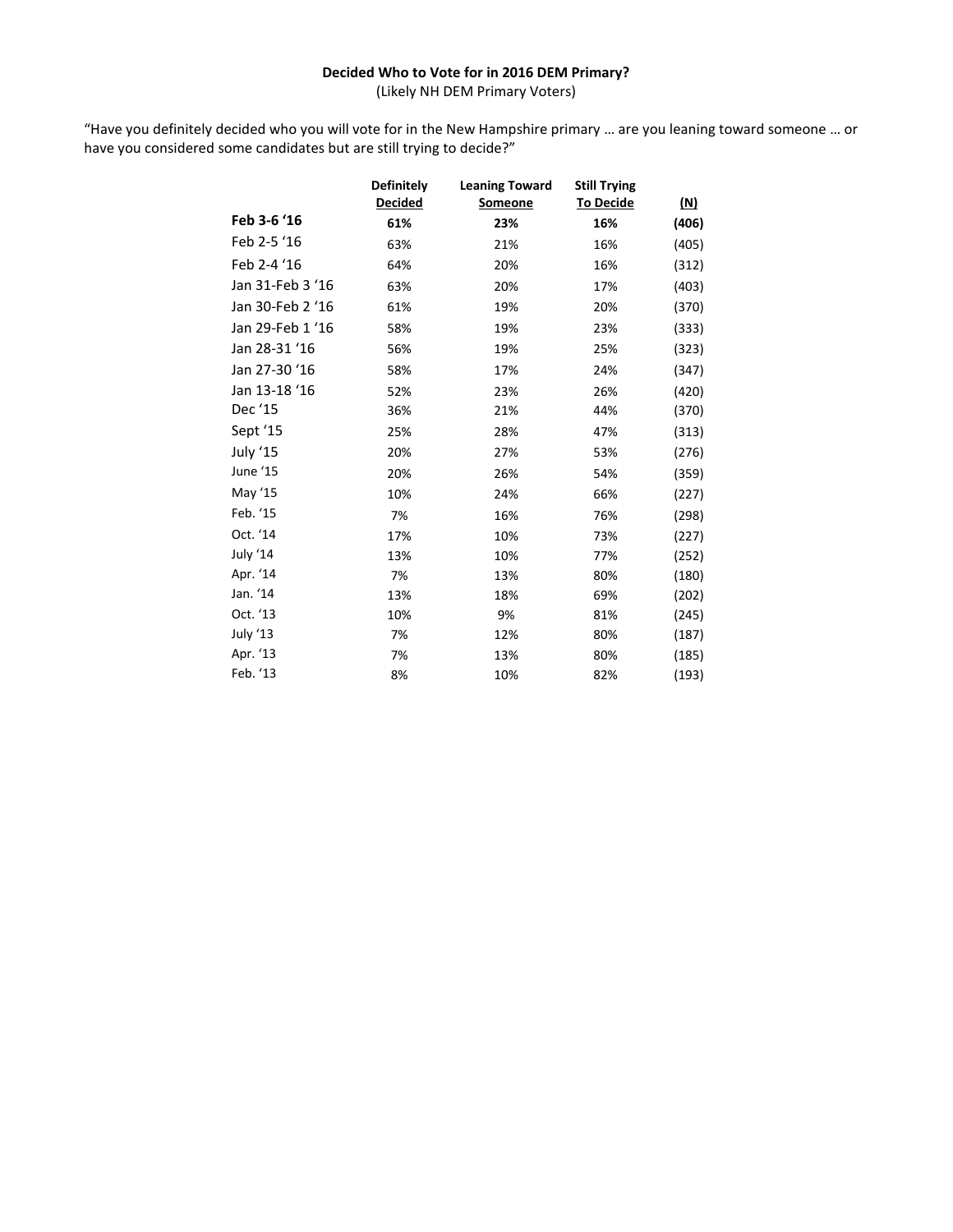**Decided Who to Vote for in 2016 DEM Primary?**
(Likely NH DEM Primary Voters)

"Have you definitely decided who you will vote for in the New Hampshire primary … are you leaning toward someone … or have you considered some candidates but are still trying to decide?"

| | Definitely Decided | Leaning Toward Someone | Still Trying To Decide | (N) |
|---|---|---|---|---|
| **Feb 3-6 '16** | **61%** | **23%** | **16%** | **(406)** |
| Feb 2-5 '16 | 63% | 21% | 16% | (405) |
| Feb 2-4 '16 | 64% | 20% | 16% | (312) |
| Jan 31-Feb 3 '16 | 63% | 20% | 17% | (403) |
| Jan 30-Feb 2 '16 | 61% | 19% | 20% | (370) |
| Jan 29-Feb 1 '16 | 58% | 19% | 23% | (333) |
| Jan 28-31 '16 | 56% | 19% | 25% | (323) |
| Jan 27-30 '16 | 58% | 17% | 24% | (347) |
| Jan 13-18 '16 | 52% | 23% | 26% | (420) |
| Dec '15 | 36% | 21% | 44% | (370) |
| Sept '15 | 25% | 28% | 47% | (313) |
| July '15 | 20% | 27% | 53% | (276) |
| June '15 | 20% | 26% | 54% | (359) |
| May '15 | 10% | 24% | 66% | (227) |
| Feb. '15 | 7% | 16% | 76% | (298) |
| Oct. '14 | 17% | 10% | 73% | (227) |
| July '14 | 13% | 10% | 77% | (252) |
| Apr. '14 | 7% | 13% | 80% | (180) |
| Jan. '14 | 13% | 18% | 69% | (202) |
| Oct. '13 | 10% | 9% | 81% | (245) |
| July '13 | 7% | 12% | 80% | (187) |
| Apr. '13 | 7% | 13% | 80% | (185) |
| Feb. '13 | 8% | 10% | 82% | (193) |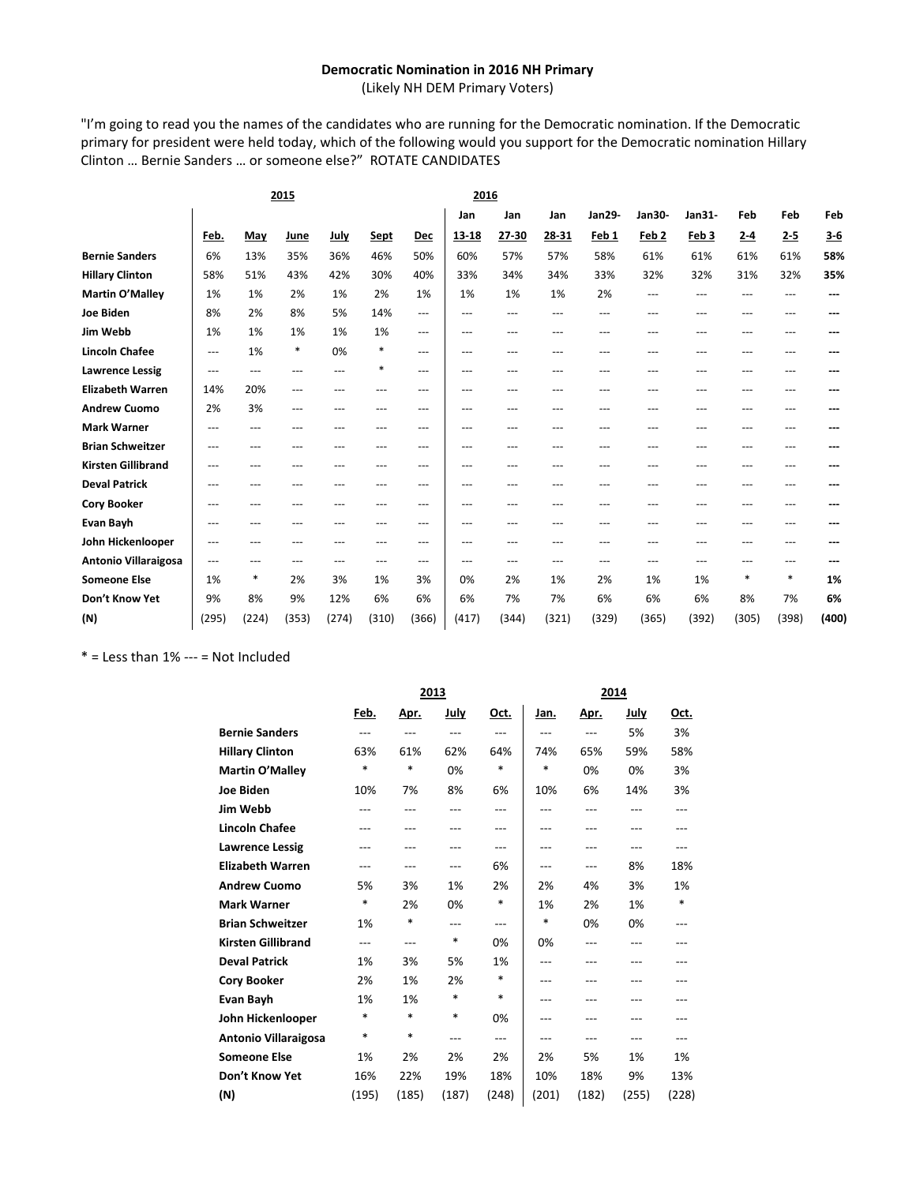**Democratic Nomination in 2016 NH Primary**
(Likely NH DEM Primary Voters)

"I'm going to read you the names of the candidates who are running for the Democratic nomination. If the Democratic primary for president were held today, which of the following would you support for the Democratic nomination Hillary Clinton … Bernie Sanders … or someone else?" ROTATE CANDIDATES

| | 2015 | | | | | | 2016 | | | | | | | | |
|---|---|---|---|---|---|---|---|---|---|---|---|---|---|---|---|
| | Feb. | May | June | July | Sept | Dec | Jan 13-18 | Jan 27-30 | Jan 28-31 | Jan29- Feb 1 | Jan30- Feb 2 | Jan31- Feb 3 | Feb 2-4 | Feb 2-5 | Feb 3-6 |
| **Bernie Sanders** | 6% | 13% | 35% | 36% | 46% | 50% | 60% | 57% | 57% | 58% | 61% | 61% | 61% | 61% | **58%** |
| **Hillary Clinton** | 58% | 51% | 43% | 42% | 30% | 40% | 33% | 34% | 34% | 33% | 32% | 32% | 31% | 32% | **35%** |
| **Martin O'Malley** | 1% | 1% | 2% | 1% | 2% | 1% | 1% | 1% | 1% | 2% | --- | --- | --- | --- | **---** |
| **Joe Biden** | 8% | 2% | 8% | 5% | 14% | --- | --- | --- | --- | --- | --- | --- | --- | --- | **---** |
| **Jim Webb** | 1% | 1% | 1% | 1% | 1% | --- | --- | --- | --- | --- | --- | --- | --- | --- | **---** |
| **Lincoln Chafee** | --- | 1% | * | 0% | * | --- | --- | --- | --- | --- | --- | --- | --- | --- | **---** |
| **Lawrence Lessig** | --- | --- | --- | --- | * | --- | --- | --- | --- | --- | --- | --- | --- | --- | **---** |
| **Elizabeth Warren** | 14% | 20% | --- | --- | --- | --- | --- | --- | --- | --- | --- | --- | --- | --- | **---** |
| **Andrew Cuomo** | 2% | 3% | --- | --- | --- | --- | --- | --- | --- | --- | --- | --- | --- | --- | **---** |
| **Mark Warner** | --- | --- | --- | --- | --- | --- | --- | --- | --- | --- | --- | --- | --- | --- | **---** |
| **Brian Schweitzer** | --- | --- | --- | --- | --- | --- | --- | --- | --- | --- | --- | --- | --- | --- | **---** |
| **Kirsten Gillibrand** | --- | --- | --- | --- | --- | --- | --- | --- | --- | --- | --- | --- | --- | --- | **---** |
| **Deval Patrick** | --- | --- | --- | --- | --- | --- | --- | --- | --- | --- | --- | --- | --- | --- | **---** |
| **Cory Booker** | --- | --- | --- | --- | --- | --- | --- | --- | --- | --- | --- | --- | --- | --- | **---** |
| **Evan Bayh** | --- | --- | --- | --- | --- | --- | --- | --- | --- | --- | --- | --- | --- | --- | **---** |
| **John Hickenlooper** | --- | --- | --- | --- | --- | --- | --- | --- | --- | --- | --- | --- | --- | --- | **---** |
| **Antonio Villaraigosa** | --- | --- | --- | --- | --- | --- | --- | --- | --- | --- | --- | --- | --- | --- | **---** |
| **Someone Else** | 1% | * | 2% | 3% | 1% | 3% | 0% | 2% | 1% | 2% | 1% | 1% | * | * | **1%** |
| **Don't Know Yet** | 9% | 8% | 9% | 12% | 6% | 6% | 6% | 7% | 7% | 6% | 6% | 6% | 8% | 7% | **6%** |
| **(N)** | (295) | (224) | (353) | (274) | (310) | (366) | (417) | (344) | (321) | (329) | (365) | (392) | (305) | (398) | **(400)** |

\* = Less than 1% --- = Not Included

| | 2013 | | | | 2014 | | | |
|---|---|---|---|---|---|---|---|---|
| | Feb. | Apr. | July | Oct. | Jan. | Apr. | July | Oct. |
| **Bernie Sanders** | --- | --- | --- | --- | --- | --- | 5% | 3% |
| **Hillary Clinton** | 63% | 61% | 62% | 64% | 74% | 65% | 59% | 58% |
| **Martin O'Malley** | * | * | 0% | * | * | 0% | 0% | 3% |
| **Joe Biden** | 10% | 7% | 8% | 6% | 10% | 6% | 14% | 3% |
| **Jim Webb** | --- | --- | --- | --- | --- | --- | --- | --- |
| **Lincoln Chafee** | --- | --- | --- | --- | --- | --- | --- | --- |
| **Lawrence Lessig** | --- | --- | --- | --- | --- | --- | --- | --- |
| **Elizabeth Warren** | --- | --- | --- | 6% | --- | --- | 8% | 18% |
| **Andrew Cuomo** | 5% | 3% | 1% | 2% | 2% | 4% | 3% | 1% |
| **Mark Warner** | * | 2% | 0% | * | 1% | 2% | 1% | * |
| **Brian Schweitzer** | 1% | * | --- | --- | * | 0% | 0% | --- |
| **Kirsten Gillibrand** | --- | --- | * | 0% | 0% | --- | --- | --- |
| **Deval Patrick** | 1% | 3% | 5% | 1% | --- | --- | --- | --- |
| **Cory Booker** | 2% | 1% | 2% | * | --- | --- | --- | --- |
| **Evan Bayh** | 1% | 1% | * | * | --- | --- | --- | --- |
| **John Hickenlooper** | * | * | * | 0% | --- | --- | --- | --- |
| **Antonio Villaraigosa** | * | * | --- | --- | --- | --- | --- | --- |
| **Someone Else** | 1% | 2% | 2% | 2% | 2% | 5% | 1% | 1% |
| **Don't Know Yet** | 16% | 22% | 19% | 18% | 10% | 18% | 9% | 13% |
| **(N)** | (195) | (185) | (187) | (248) | (201) | (182) | (255) | (228) |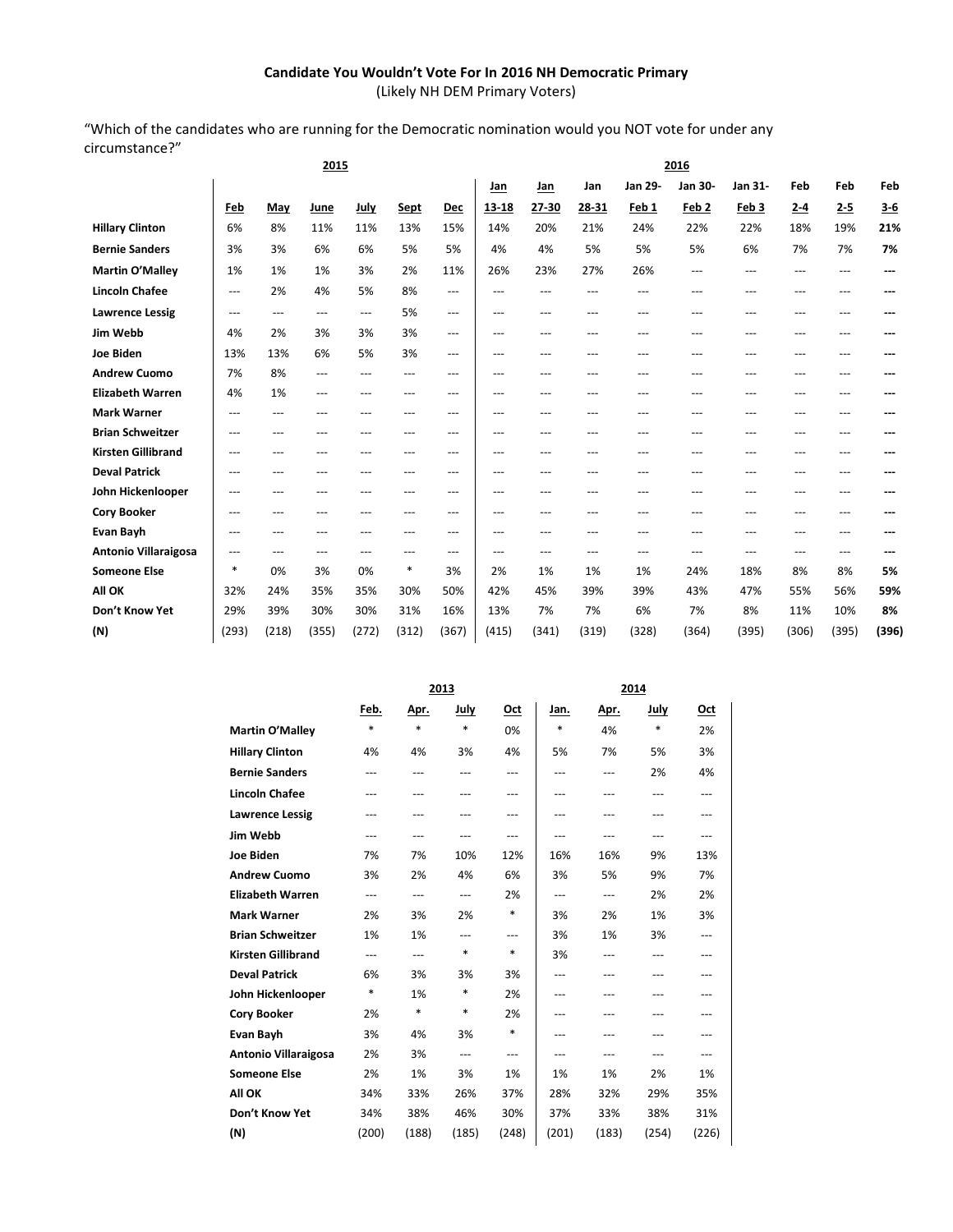**Candidate You Wouldn't Vote For In 2016 NH Democratic Primary**
(Likely NH DEM Primary Voters)

"Which of the candidates who are running for the Democratic nomination would you NOT vote for under any circumstance?"

| | 2015 | | | | | | 2016 | | | | | | | | |
|---|---|---|---|---|---|---|---|---|---|---|---|---|---|---|---|
| | Feb | May | June | July | Sept | Dec | Jan 13-18 | Jan 27-30 | Jan 28-31 | Jan 29-Feb 1 | Jan 30-Feb 2 | Jan 31-Feb 3 | Feb 2-4 | Feb 2-5 | **Feb 3-6** |
| **Hillary Clinton** | 6% | 8% | 11% | 11% | 13% | 15% | 14% | 20% | 21% | 24% | 22% | 22% | 18% | 19% | **21%** |
| **Bernie Sanders** | 3% | 3% | 6% | 6% | 5% | 5% | 4% | 4% | 5% | 5% | 5% | 6% | 7% | 7% | **7%** |
| **Martin O'Malley** | 1% | 1% | 1% | 3% | 2% | 11% | 26% | 23% | 27% | 26% | --- | --- | --- | --- | **---** |
| **Lincoln Chafee** | --- | 2% | 4% | 5% | 8% | --- | --- | --- | --- | --- | --- | --- | --- | --- | **---** |
| **Lawrence Lessig** | --- | --- | --- | --- | 5% | --- | --- | --- | --- | --- | --- | --- | --- | --- | **---** |
| **Jim Webb** | 4% | 2% | 3% | 3% | 3% | --- | --- | --- | --- | --- | --- | --- | --- | --- | **---** |
| **Joe Biden** | 13% | 13% | 6% | 5% | 3% | --- | --- | --- | --- | --- | --- | --- | --- | --- | **---** |
| **Andrew Cuomo** | 7% | 8% | --- | --- | --- | --- | --- | --- | --- | --- | --- | --- | --- | --- | **---** |
| **Elizabeth Warren** | 4% | 1% | --- | --- | --- | --- | --- | --- | --- | --- | --- | --- | --- | --- | **---** |
| **Mark Warner** | --- | --- | --- | --- | --- | --- | --- | --- | --- | --- | --- | --- | --- | --- | **---** |
| **Brian Schweitzer** | --- | --- | --- | --- | --- | --- | --- | --- | --- | --- | --- | --- | --- | --- | **---** |
| **Kirsten Gillibrand** | --- | --- | --- | --- | --- | --- | --- | --- | --- | --- | --- | --- | --- | --- | **---** |
| **Deval Patrick** | --- | --- | --- | --- | --- | --- | --- | --- | --- | --- | --- | --- | --- | --- | **---** |
| **John Hickenlooper** | --- | --- | --- | --- | --- | --- | --- | --- | --- | --- | --- | --- | --- | --- | **---** |
| **Cory Booker** | --- | --- | --- | --- | --- | --- | --- | --- | --- | --- | --- | --- | --- | --- | **---** |
| **Evan Bayh** | --- | --- | --- | --- | --- | --- | --- | --- | --- | --- | --- | --- | --- | --- | **---** |
| **Antonio Villaraigosa** | --- | --- | --- | --- | --- | --- | --- | --- | --- | --- | --- | --- | --- | --- | **---** |
| **Someone Else** | * | 0% | 3% | 0% | * | 3% | 2% | 1% | 1% | 1% | 24% | 18% | 8% | 8% | **5%** |
| **All OK** | 32% | 24% | 35% | 35% | 30% | 50% | 42% | 45% | 39% | 39% | 43% | 47% | 55% | 56% | **59%** |
| **Don't Know Yet** | 29% | 39% | 30% | 30% | 31% | 16% | 13% | 7% | 7% | 6% | 7% | 8% | 11% | 10% | **8%** |
| **(N)** | (293) | (218) | (355) | (272) | (312) | (367) | (415) | (341) | (319) | (328) | (364) | (395) | (306) | (395) | **(396)** |

| | 2013 | | | | 2014 | | | |
|---|---|---|---|---|---|---|---|---|
| | Feb. | Apr. | July | Oct | Jan. | Apr. | July | Oct |
| **Martin O'Malley** | * | * | * | 0% | * | 4% | * | 2% |
| **Hillary Clinton** | 4% | 4% | 3% | 4% | 5% | 7% | 5% | 3% |
| **Bernie Sanders** | --- | --- | --- | --- | --- | --- | 2% | 4% |
| **Lincoln Chafee** | --- | --- | --- | --- | --- | --- | --- | --- |
| **Lawrence Lessig** | --- | --- | --- | --- | --- | --- | --- | --- |
| **Jim Webb** | --- | --- | --- | --- | --- | --- | --- | --- |
| **Joe Biden** | 7% | 7% | 10% | 12% | 16% | 16% | 9% | 13% |
| **Andrew Cuomo** | 3% | 2% | 4% | 6% | 3% | 5% | 9% | 7% |
| **Elizabeth Warren** | --- | --- | --- | 2% | --- | --- | 2% | 2% |
| **Mark Warner** | 2% | 3% | 2% | * | 3% | 2% | 1% | 3% |
| **Brian Schweitzer** | 1% | 1% | --- | --- | 3% | 1% | 3% | --- |
| **Kirsten Gillibrand** | --- | --- | * | * | 3% | --- | --- | --- |
| **Deval Patrick** | 6% | 3% | 3% | 3% | --- | --- | --- | --- |
| **John Hickenlooper** | * | 1% | * | 2% | --- | --- | --- | --- |
| **Cory Booker** | 2% | * | * | 2% | --- | --- | --- | --- |
| **Evan Bayh** | 3% | 4% | 3% | * | --- | --- | --- | --- |
| **Antonio Villaraigosa** | 2% | 3% | --- | --- | --- | --- | --- | --- |
| **Someone Else** | 2% | 1% | 3% | 1% | 1% | 1% | 2% | 1% |
| **All OK** | 34% | 33% | 26% | 37% | 28% | 32% | 29% | 35% |
| **Don't Know Yet** | 34% | 38% | 46% | 30% | 37% | 33% | 38% | 31% |
| **(N)** | (200) | (188) | (185) | (248) | (201) | (183) | (254) | (226) |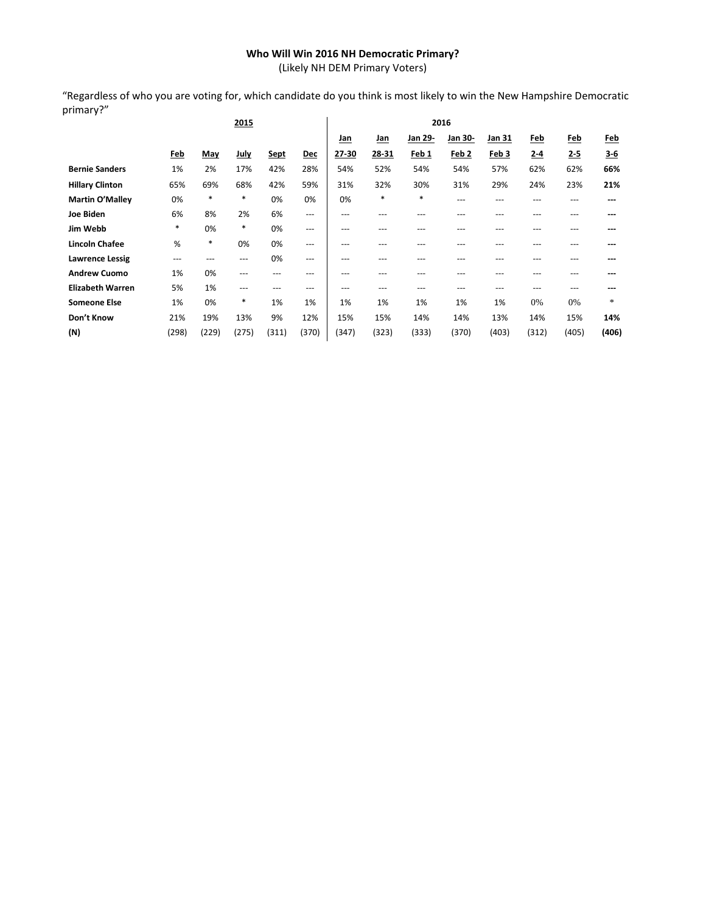**Who Will Win 2016 NH Democratic Primary?**
(Likely NH DEM Primary Voters)

"Regardless of who you are voting for, which candidate do you think is most likely to win the New Hampshire Democratic primary?"

| | 2015 | | | | | 2016 | | | | | | | |
|---|---|---|---|---|---|---|---|---|---|---|---|---|---|
| | Feb | May | July | Sept | Dec | Jan 27-30 | Jan 28-31 | Jan 29-Feb 1 | Jan 30-Feb 2 | Jan 31 Feb 3 | Feb 2-4 | Feb 2-5 | **Feb 3-6** |
| **Bernie Sanders** | 1% | 2% | 17% | 42% | 28% | 54% | 52% | 54% | 54% | 57% | 62% | 62% | **66%** |
| **Hillary Clinton** | 65% | 69% | 68% | 42% | 59% | 31% | 32% | 30% | 31% | 29% | 24% | 23% | **21%** |
| **Martin O'Malley** | 0% | * | * | 0% | 0% | 0% | * | * | --- | --- | --- | --- | **---** |
| **Joe Biden** | 6% | 8% | 2% | 6% | --- | --- | --- | --- | --- | --- | --- | --- | **---** |
| **Jim Webb** | * | 0% | * | 0% | --- | --- | --- | --- | --- | --- | --- | --- | **---** |
| **Lincoln Chafee** | % | * | 0% | 0% | --- | --- | --- | --- | --- | --- | --- | --- | **---** |
| **Lawrence Lessig** | --- | --- | --- | 0% | --- | --- | --- | --- | --- | --- | --- | --- | **---** |
| **Andrew Cuomo** | 1% | 0% | --- | --- | --- | --- | --- | --- | --- | --- | --- | --- | **---** |
| **Elizabeth Warren** | 5% | 1% | --- | --- | --- | --- | --- | --- | --- | --- | --- | --- | **---** |
| **Someone Else** | 1% | 0% | * | 1% | 1% | 1% | 1% | 1% | 1% | 1% | 0% | 0% | * |
| **Don't Know** | 21% | 19% | 13% | 9% | 12% | 15% | 15% | 14% | 14% | 13% | 14% | 15% | **14%** |
| **(N)** | (298) | (229) | (275) | (311) | (370) | (347) | (323) | (333) | (370) | (403) | (312) | (405) | **(406)** |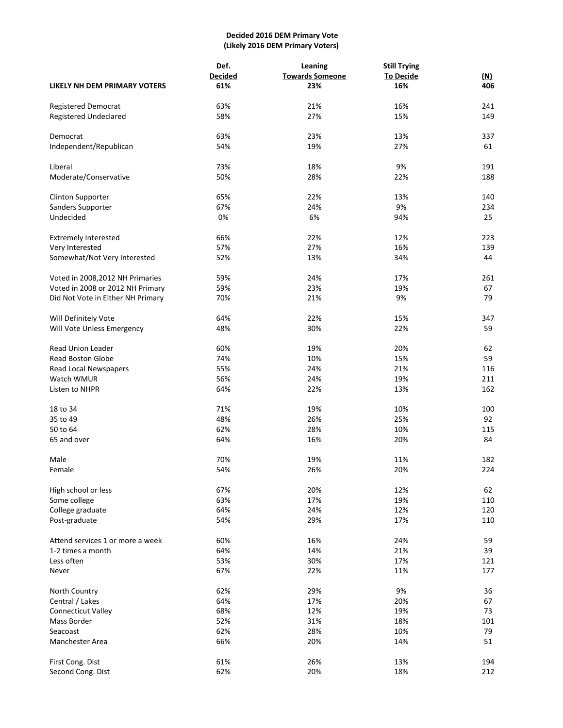**Decided 2016 DEM Primary Vote**
**(Likely 2016 DEM Primary Voters)**

| | Def. Decided | Leaning Towards Someone | Still Trying To Decide | (N) |
|---|---|---|---|---|
| **LIKELY NH DEM PRIMARY VOTERS** | **61%** | **23%** | **16%** | **406** |
| Registered Democrat | 63% | 21% | 16% | 241 |
| Registered Undeclared | 58% | 27% | 15% | 149 |
| Democrat | 63% | 23% | 13% | 337 |
| Independent/Republican | 54% | 19% | 27% | 61 |
| Liberal | 73% | 18% | 9% | 191 |
| Moderate/Conservative | 50% | 28% | 22% | 188 |
| Clinton Supporter | 65% | 22% | 13% | 140 |
| Sanders Supporter | 67% | 24% | 9% | 234 |
| Undecided | 0% | 6% | 94% | 25 |
| Extremely Interested | 66% | 22% | 12% | 223 |
| Very Interested | 57% | 27% | 16% | 139 |
| Somewhat/Not Very Interested | 52% | 13% | 34% | 44 |
| Voted in 2008,2012 NH Primaries | 59% | 24% | 17% | 261 |
| Voted in 2008 or 2012 NH Primary | 59% | 23% | 19% | 67 |
| Did Not Vote in Either NH Primary | 70% | 21% | 9% | 79 |
| Will Definitely Vote | 64% | 22% | 15% | 347 |
| Will Vote Unless Emergency | 48% | 30% | 22% | 59 |
| Read Union Leader | 60% | 19% | 20% | 62 |
| Read Boston Globe | 74% | 10% | 15% | 59 |
| Read Local Newspapers | 55% | 24% | 21% | 116 |
| Watch WMUR | 56% | 24% | 19% | 211 |
| Listen to NHPR | 64% | 22% | 13% | 162 |
| 18 to 34 | 71% | 19% | 10% | 100 |
| 35 to 49 | 48% | 26% | 25% | 92 |
| 50 to 64 | 62% | 28% | 10% | 115 |
| 65 and over | 64% | 16% | 20% | 84 |
| Male | 70% | 19% | 11% | 182 |
| Female | 54% | 26% | 20% | 224 |
| High school or less | 67% | 20% | 12% | 62 |
| Some college | 63% | 17% | 19% | 110 |
| College graduate | 64% | 24% | 12% | 120 |
| Post-graduate | 54% | 29% | 17% | 110 |
| Attend services 1 or more a week | 60% | 16% | 24% | 59 |
| 1-2 times a month | 64% | 14% | 21% | 39 |
| Less often | 53% | 30% | 17% | 121 |
| Never | 67% | 22% | 11% | 177 |
| North Country | 62% | 29% | 9% | 36 |
| Central / Lakes | 64% | 17% | 20% | 67 |
| Connecticut Valley | 68% | 12% | 19% | 73 |
| Mass Border | 52% | 31% | 18% | 101 |
| Seacoast | 62% | 28% | 10% | 79 |
| Manchester Area | 66% | 20% | 14% | 51 |
| First Cong. Dist | 61% | 26% | 13% | 194 |
| Second Cong. Dist | 62% | 20% | 18% | 212 |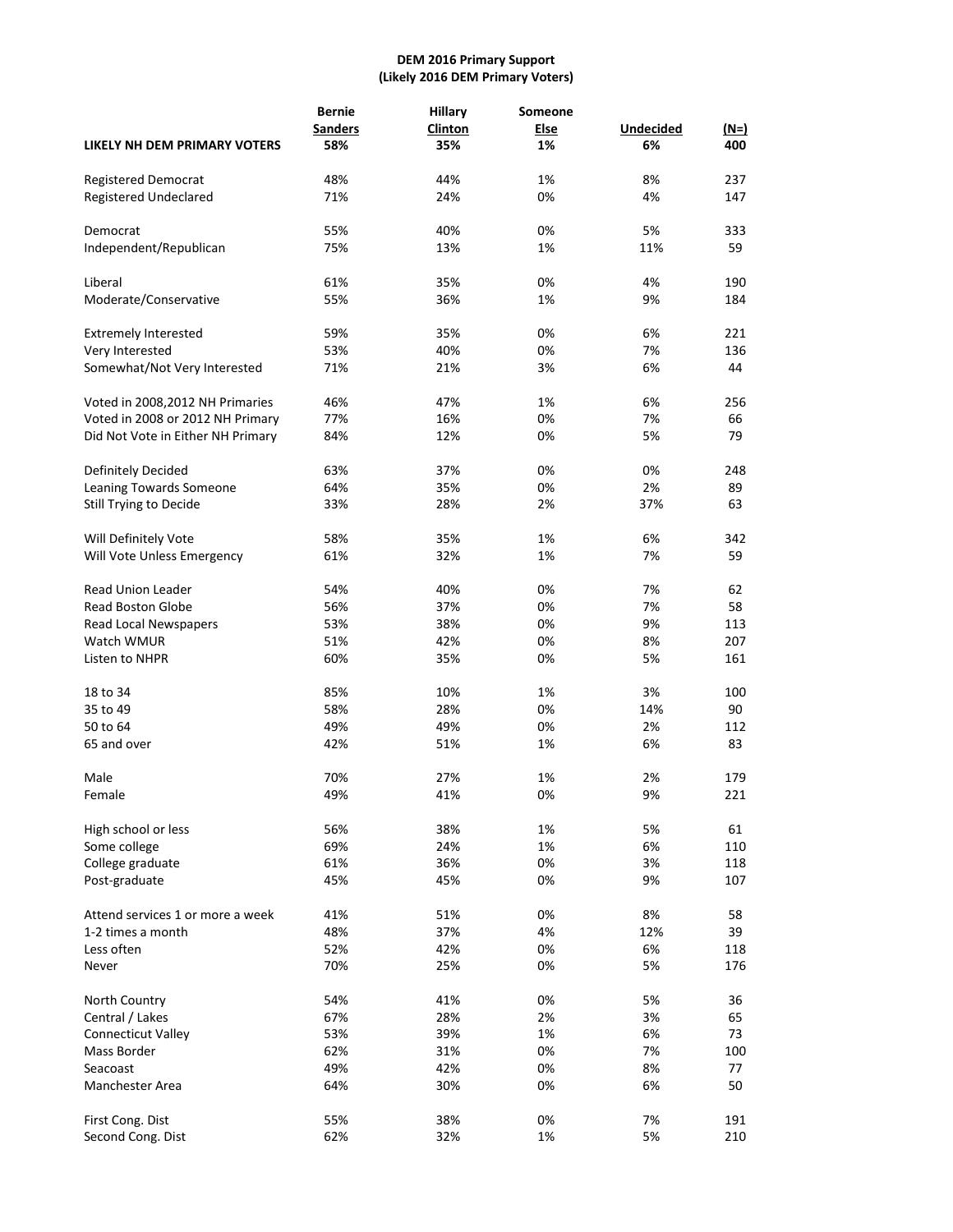**DEM 2016 Primary Support**
**(Likely 2016 DEM Primary Voters)**

| | Bernie Sanders | Hillary Clinton | Someone Else | Undecided | (N=) |
|---|---|---|---|---|---|
| **LIKELY NH DEM PRIMARY VOTERS** | **58%** | **35%** | **1%** | **6%** | **400** |
| Registered Democrat | 48% | 44% | 1% | 8% | 237 |
| Registered Undeclared | 71% | 24% | 0% | 4% | 147 |
| Democrat | 55% | 40% | 0% | 5% | 333 |
| Independent/Republican | 75% | 13% | 1% | 11% | 59 |
| Liberal | 61% | 35% | 0% | 4% | 190 |
| Moderate/Conservative | 55% | 36% | 1% | 9% | 184 |
| Extremely Interested | 59% | 35% | 0% | 6% | 221 |
| Very Interested | 53% | 40% | 0% | 7% | 136 |
| Somewhat/Not Very Interested | 71% | 21% | 3% | 6% | 44 |
| Voted in 2008,2012 NH Primaries | 46% | 47% | 1% | 6% | 256 |
| Voted in 2008 or 2012 NH Primary | 77% | 16% | 0% | 7% | 66 |
| Did Not Vote in Either NH Primary | 84% | 12% | 0% | 5% | 79 |
| Definitely Decided | 63% | 37% | 0% | 0% | 248 |
| Leaning Towards Someone | 64% | 35% | 0% | 2% | 89 |
| Still Trying to Decide | 33% | 28% | 2% | 37% | 63 |
| Will Definitely Vote | 58% | 35% | 1% | 6% | 342 |
| Will Vote Unless Emergency | 61% | 32% | 1% | 7% | 59 |
| Read Union Leader | 54% | 40% | 0% | 7% | 62 |
| Read Boston Globe | 56% | 37% | 0% | 7% | 58 |
| Read Local Newspapers | 53% | 38% | 0% | 9% | 113 |
| Watch WMUR | 51% | 42% | 0% | 8% | 207 |
| Listen to NHPR | 60% | 35% | 0% | 5% | 161 |
| 18 to 34 | 85% | 10% | 1% | 3% | 100 |
| 35 to 49 | 58% | 28% | 0% | 14% | 90 |
| 50 to 64 | 49% | 49% | 0% | 2% | 112 |
| 65 and over | 42% | 51% | 1% | 6% | 83 |
| Male | 70% | 27% | 1% | 2% | 179 |
| Female | 49% | 41% | 0% | 9% | 221 |
| High school or less | 56% | 38% | 1% | 5% | 61 |
| Some college | 69% | 24% | 1% | 6% | 110 |
| College graduate | 61% | 36% | 0% | 3% | 118 |
| Post-graduate | 45% | 45% | 0% | 9% | 107 |
| Attend services 1 or more a week | 41% | 51% | 0% | 8% | 58 |
| 1-2 times a month | 48% | 37% | 4% | 12% | 39 |
| Less often | 52% | 42% | 0% | 6% | 118 |
| Never | 70% | 25% | 0% | 5% | 176 |
| North Country | 54% | 41% | 0% | 5% | 36 |
| Central / Lakes | 67% | 28% | 2% | 3% | 65 |
| Connecticut Valley | 53% | 39% | 1% | 6% | 73 |
| Mass Border | 62% | 31% | 0% | 7% | 100 |
| Seacoast | 49% | 42% | 0% | 8% | 77 |
| Manchester Area | 64% | 30% | 0% | 6% | 50 |
| First Cong. Dist | 55% | 38% | 0% | 7% | 191 |
| Second Cong. Dist | 62% | 32% | 1% | 5% | 210 |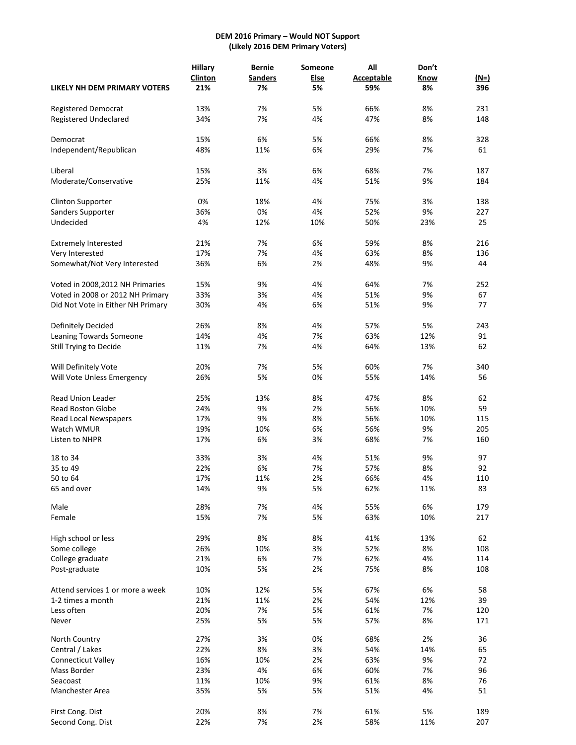**DEM 2016 Primary – Would NOT Support**
**(Likely 2016 DEM Primary Voters)**

| | Hillary Clinton | Bernie Sanders | Someone Else | All Acceptable | Don't Know | (N=) |
|---|---|---|---|---|---|---|
| **LIKELY NH DEM PRIMARY VOTERS** | **21%** | **7%** | **5%** | **59%** | **8%** | **396** |
| Registered Democrat | 13% | 7% | 5% | 66% | 8% | 231 |
| Registered Undeclared | 34% | 7% | 4% | 47% | 8% | 148 |
| Democrat | 15% | 6% | 5% | 66% | 8% | 328 |
| Independent/Republican | 48% | 11% | 6% | 29% | 7% | 61 |
| Liberal | 15% | 3% | 6% | 68% | 7% | 187 |
| Moderate/Conservative | 25% | 11% | 4% | 51% | 9% | 184 |
| Clinton Supporter | 0% | 18% | 4% | 75% | 3% | 138 |
| Sanders Supporter | 36% | 0% | 4% | 52% | 9% | 227 |
| Undecided | 4% | 12% | 10% | 50% | 23% | 25 |
| Extremely Interested | 21% | 7% | 6% | 59% | 8% | 216 |
| Very Interested | 17% | 7% | 4% | 63% | 8% | 136 |
| Somewhat/Not Very Interested | 36% | 6% | 2% | 48% | 9% | 44 |
| Voted in 2008,2012 NH Primaries | 15% | 9% | 4% | 64% | 7% | 252 |
| Voted in 2008 or 2012 NH Primary | 33% | 3% | 4% | 51% | 9% | 67 |
| Did Not Vote in Either NH Primary | 30% | 4% | 6% | 51% | 9% | 77 |
| Definitely Decided | 26% | 8% | 4% | 57% | 5% | 243 |
| Leaning Towards Someone | 14% | 4% | 7% | 63% | 12% | 91 |
| Still Trying to Decide | 11% | 7% | 4% | 64% | 13% | 62 |
| Will Definitely Vote | 20% | 7% | 5% | 60% | 7% | 340 |
| Will Vote Unless Emergency | 26% | 5% | 0% | 55% | 14% | 56 |
| Read Union Leader | 25% | 13% | 8% | 47% | 8% | 62 |
| Read Boston Globe | 24% | 9% | 2% | 56% | 10% | 59 |
| Read Local Newspapers | 17% | 9% | 8% | 56% | 10% | 115 |
| Watch WMUR | 19% | 10% | 6% | 56% | 9% | 205 |
| Listen to NHPR | 17% | 6% | 3% | 68% | 7% | 160 |
| 18 to 34 | 33% | 3% | 4% | 51% | 9% | 97 |
| 35 to 49 | 22% | 6% | 7% | 57% | 8% | 92 |
| 50 to 64 | 17% | 11% | 2% | 66% | 4% | 110 |
| 65 and over | 14% | 9% | 5% | 62% | 11% | 83 |
| Male | 28% | 7% | 4% | 55% | 6% | 179 |
| Female | 15% | 7% | 5% | 63% | 10% | 217 |
| High school or less | 29% | 8% | 8% | 41% | 13% | 62 |
| Some college | 26% | 10% | 3% | 52% | 8% | 108 |
| College graduate | 21% | 6% | 7% | 62% | 4% | 114 |
| Post-graduate | 10% | 5% | 2% | 75% | 8% | 108 |
| Attend services 1 or more a week | 10% | 12% | 5% | 67% | 6% | 58 |
| 1-2 times a month | 21% | 11% | 2% | 54% | 12% | 39 |
| Less often | 20% | 7% | 5% | 61% | 7% | 120 |
| Never | 25% | 5% | 5% | 57% | 8% | 171 |
| North Country | 27% | 3% | 0% | 68% | 2% | 36 |
| Central / Lakes | 22% | 8% | 3% | 54% | 14% | 65 |
| Connecticut Valley | 16% | 10% | 2% | 63% | 9% | 72 |
| Mass Border | 23% | 4% | 6% | 60% | 7% | 96 |
| Seacoast | 11% | 10% | 9% | 61% | 8% | 76 |
| Manchester Area | 35% | 5% | 5% | 51% | 4% | 51 |
| First Cong. Dist | 20% | 8% | 7% | 61% | 5% | 189 |
| Second Cong. Dist | 22% | 7% | 2% | 58% | 11% | 207 |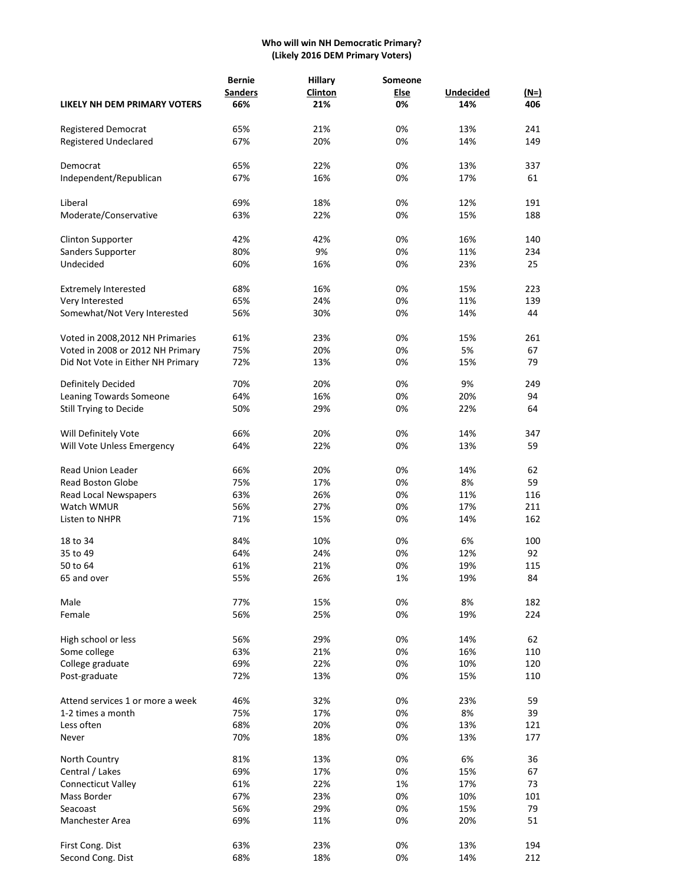**Who will win NH Democratic Primary?**
**(Likely 2016 DEM Primary Voters)**

| | Bernie Sanders | Hillary Clinton | Someone Else | Undecided | (N=) |
|---|---|---|---|---|---|
| **LIKELY NH DEM PRIMARY VOTERS** | **66%** | **21%** | **0%** | **14%** | **406** |
| Registered Democrat | 65% | 21% | 0% | 13% | 241 |
| Registered Undeclared | 67% | 20% | 0% | 14% | 149 |
| Democrat | 65% | 22% | 0% | 13% | 337 |
| Independent/Republican | 67% | 16% | 0% | 17% | 61 |
| Liberal | 69% | 18% | 0% | 12% | 191 |
| Moderate/Conservative | 63% | 22% | 0% | 15% | 188 |
| Clinton Supporter | 42% | 42% | 0% | 16% | 140 |
| Sanders Supporter | 80% | 9% | 0% | 11% | 234 |
| Undecided | 60% | 16% | 0% | 23% | 25 |
| Extremely Interested | 68% | 16% | 0% | 15% | 223 |
| Very Interested | 65% | 24% | 0% | 11% | 139 |
| Somewhat/Not Very Interested | 56% | 30% | 0% | 14% | 44 |
| Voted in 2008,2012 NH Primaries | 61% | 23% | 0% | 15% | 261 |
| Voted in 2008 or 2012 NH Primary | 75% | 20% | 0% | 5% | 67 |
| Did Not Vote in Either NH Primary | 72% | 13% | 0% | 15% | 79 |
| Definitely Decided | 70% | 20% | 0% | 9% | 249 |
| Leaning Towards Someone | 64% | 16% | 0% | 20% | 94 |
| Still Trying to Decide | 50% | 29% | 0% | 22% | 64 |
| Will Definitely Vote | 66% | 20% | 0% | 14% | 347 |
| Will Vote Unless Emergency | 64% | 22% | 0% | 13% | 59 |
| Read Union Leader | 66% | 20% | 0% | 14% | 62 |
| Read Boston Globe | 75% | 17% | 0% | 8% | 59 |
| Read Local Newspapers | 63% | 26% | 0% | 11% | 116 |
| Watch WMUR | 56% | 27% | 0% | 17% | 211 |
| Listen to NHPR | 71% | 15% | 0% | 14% | 162 |
| 18 to 34 | 84% | 10% | 0% | 6% | 100 |
| 35 to 49 | 64% | 24% | 0% | 12% | 92 |
| 50 to 64 | 61% | 21% | 0% | 19% | 115 |
| 65 and over | 55% | 26% | 1% | 19% | 84 |
| Male | 77% | 15% | 0% | 8% | 182 |
| Female | 56% | 25% | 0% | 19% | 224 |
| High school or less | 56% | 29% | 0% | 14% | 62 |
| Some college | 63% | 21% | 0% | 16% | 110 |
| College graduate | 69% | 22% | 0% | 10% | 120 |
| Post-graduate | 72% | 13% | 0% | 15% | 110 |
| Attend services 1 or more a week | 46% | 32% | 0% | 23% | 59 |
| 1-2 times a month | 75% | 17% | 0% | 8% | 39 |
| Less often | 68% | 20% | 0% | 13% | 121 |
| Never | 70% | 18% | 0% | 13% | 177 |
| North Country | 81% | 13% | 0% | 6% | 36 |
| Central / Lakes | 69% | 17% | 0% | 15% | 67 |
| Connecticut Valley | 61% | 22% | 1% | 17% | 73 |
| Mass Border | 67% | 23% | 0% | 10% | 101 |
| Seacoast | 56% | 29% | 0% | 15% | 79 |
| Manchester Area | 69% | 11% | 0% | 20% | 51 |
| First Cong. Dist | 63% | 23% | 0% | 13% | 194 |
| Second Cong. Dist | 68% | 18% | 0% | 14% | 212 |